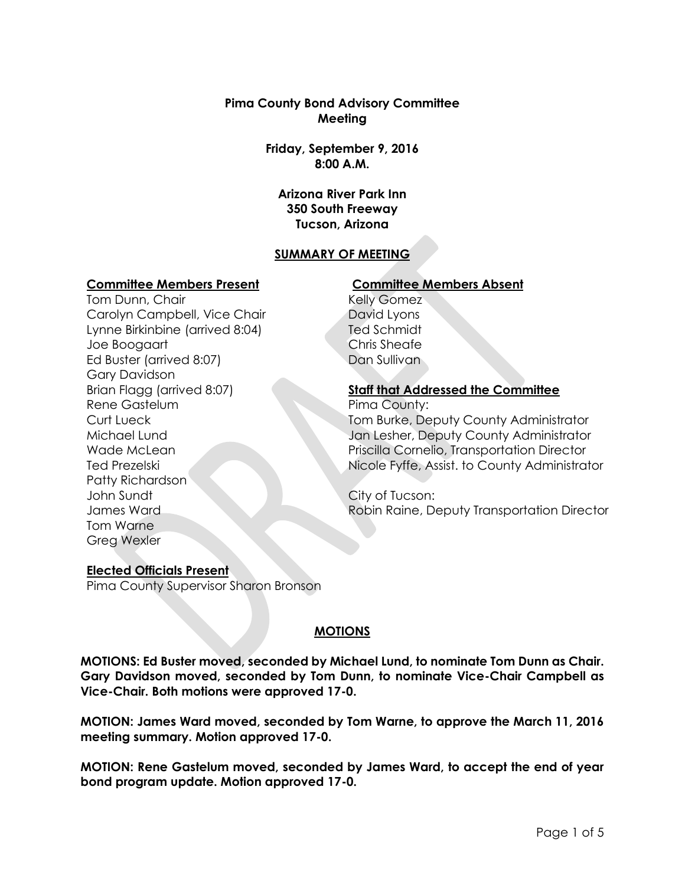**Pima County Bond Advisory Committee**
**Meeting**

**Friday, September 9, 2016**
**8:00 A.M.**

**Arizona River Park Inn**
**350 South Freeway**
**Tucson, Arizona**

## SUMMARY OF MEETING

**Committee Members Present**

Tom Dunn, Chair
Carolyn Campbell, Vice Chair
Lynne Birkinbine (arrived 8:04)
Joe Boogaart
Ed Buster (arrived 8:07)
Gary Davidson
Brian Flagg (arrived 8:07)
Rene Gastelum
Curt Lueck
Michael Lund
Wade McLean
Ted Prezelski
Patty Richardson
John Sundt
James Ward
Tom Warne
Greg Wexler

**Committee Members Absent**

Kelly Gomez
David Lyons
Ted Schmidt
Chris Sheafe
Dan Sullivan

**Staff that Addressed the Committee**

Pima County:
Tom Burke, Deputy County Administrator
Jan Lesher, Deputy County Administrator
Priscilla Cornelio, Transportation Director
Nicole Fyffe, Assist. to County Administrator

City of Tucson:
Robin Raine, Deputy Transportation Director

**Elected Officials Present**

Pima County Supervisor Sharon Bronson

## MOTIONS

**MOTIONS: Ed Buster moved, seconded by Michael Lund, to nominate Tom Dunn as Chair. Gary Davidson moved, seconded by Tom Dunn, to nominate Vice-Chair Campbell as Vice-Chair. Both motions were approved 17-0.**

**MOTION: James Ward moved, seconded by Tom Warne, to approve the March 11, 2016 meeting summary. Motion approved 17-0.**

**MOTION: Rene Gastelum moved, seconded by James Ward, to accept the end of year bond program update. Motion approved 17-0.**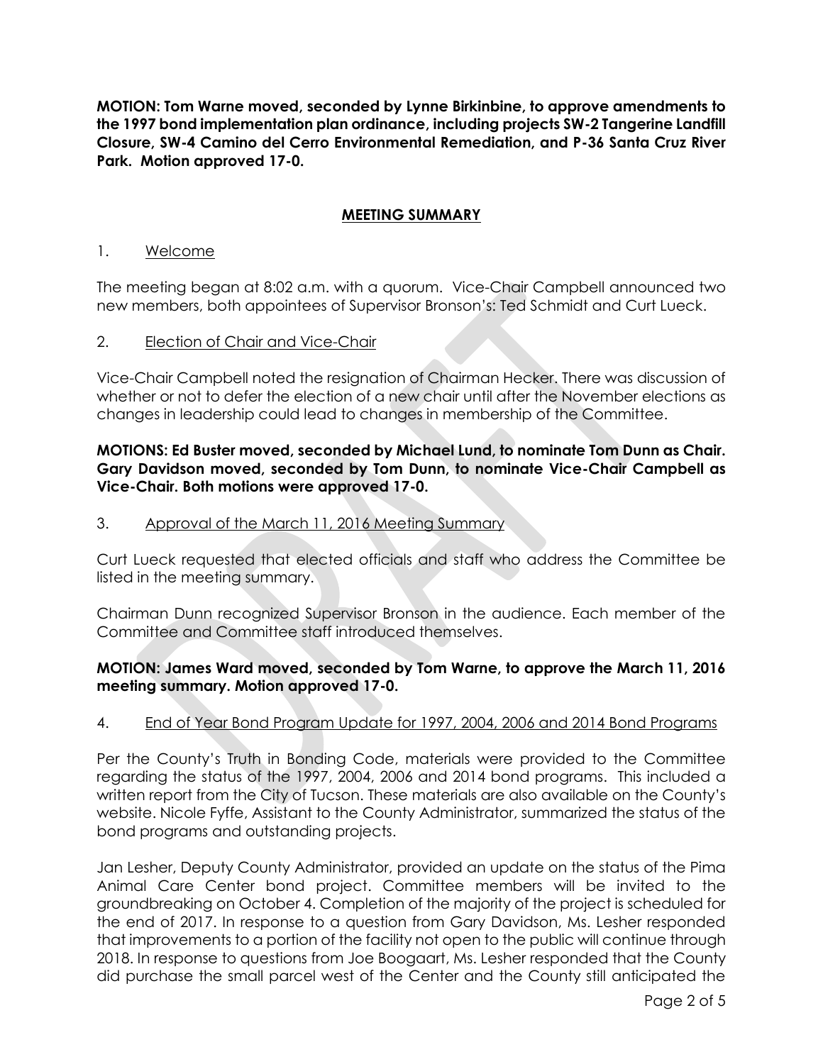**MOTION: Tom Warne moved, seconded by Lynne Birkinbine, to approve amendments to the 1997 bond implementation plan ordinance, including projects SW-2 Tangerine Landfill Closure, SW-4 Camino del Cerro Environmental Remediation, and P-36 Santa Cruz River Park. Motion approved 17-0.**

## MEETING SUMMARY

1. Welcome

The meeting began at 8:02 a.m. with a quorum. Vice-Chair Campbell announced two new members, both appointees of Supervisor Bronson's: Ted Schmidt and Curt Lueck.

2. Election of Chair and Vice-Chair

Vice-Chair Campbell noted the resignation of Chairman Hecker. There was discussion of whether or not to defer the election of a new chair until after the November elections as changes in leadership could lead to changes in membership of the Committee.

**MOTIONS: Ed Buster moved, seconded by Michael Lund, to nominate Tom Dunn as Chair. Gary Davidson moved, seconded by Tom Dunn, to nominate Vice-Chair Campbell as Vice-Chair. Both motions were approved 17-0.**

3. Approval of the March 11, 2016 Meeting Summary

Curt Lueck requested that elected officials and staff who address the Committee be listed in the meeting summary.

Chairman Dunn recognized Supervisor Bronson in the audience. Each member of the Committee and Committee staff introduced themselves.

**MOTION: James Ward moved, seconded by Tom Warne, to approve the March 11, 2016 meeting summary. Motion approved 17-0.**

4. End of Year Bond Program Update for 1997, 2004, 2006 and 2014 Bond Programs

Per the County's Truth in Bonding Code, materials were provided to the Committee regarding the status of the 1997, 2004, 2006 and 2014 bond programs. This included a written report from the City of Tucson. These materials are also available on the County's website. Nicole Fyffe, Assistant to the County Administrator, summarized the status of the bond programs and outstanding projects.

Jan Lesher, Deputy County Administrator, provided an update on the status of the Pima Animal Care Center bond project. Committee members will be invited to the groundbreaking on October 4. Completion of the majority of the project is scheduled for the end of 2017. In response to a question from Gary Davidson, Ms. Lesher responded that improvements to a portion of the facility not open to the public will continue through 2018. In response to questions from Joe Boogaart, Ms. Lesher responded that the County did purchase the small parcel west of the Center and the County still anticipated the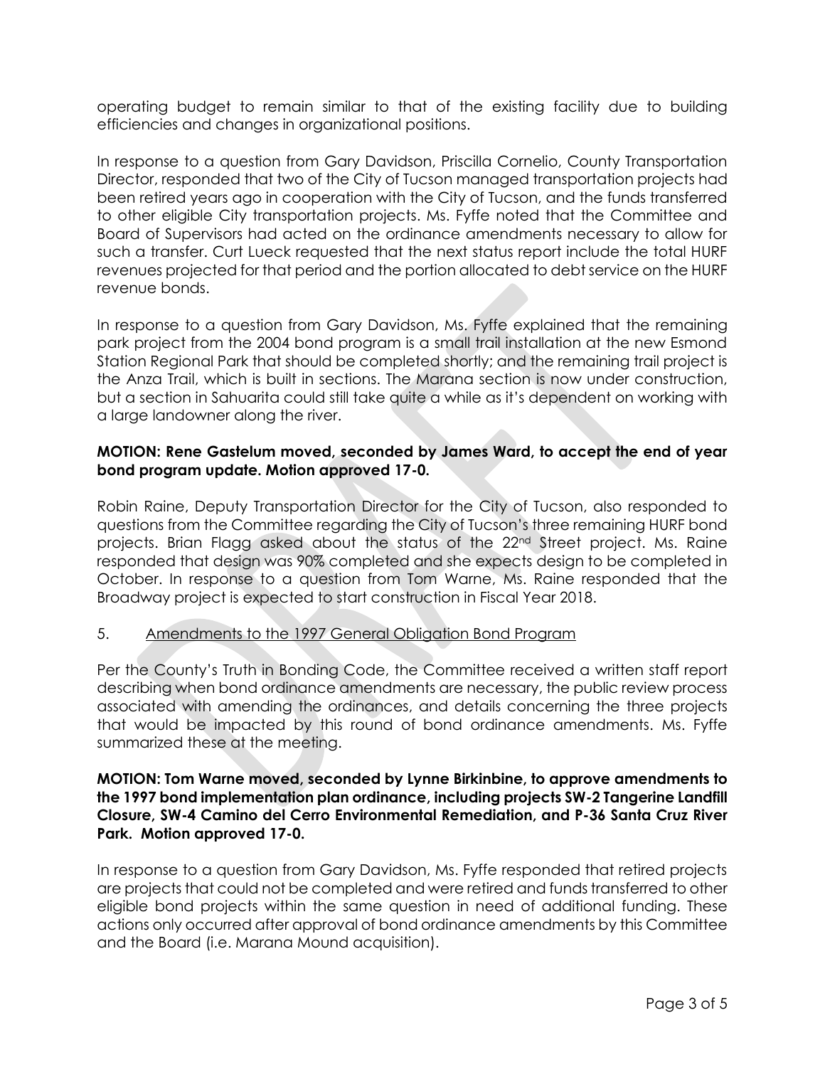operating budget to remain similar to that of the existing facility due to building efficiencies and changes in organizational positions.

In response to a question from Gary Davidson, Priscilla Cornelio, County Transportation Director, responded that two of the City of Tucson managed transportation projects had been retired years ago in cooperation with the City of Tucson, and the funds transferred to other eligible City transportation projects. Ms. Fyffe noted that the Committee and Board of Supervisors had acted on the ordinance amendments necessary to allow for such a transfer. Curt Lueck requested that the next status report include the total HURF revenues projected for that period and the portion allocated to debt service on the HURF revenue bonds.

In response to a question from Gary Davidson, Ms. Fyffe explained that the remaining park project from the 2004 bond program is a small trail installation at the new Esmond Station Regional Park that should be completed shortly; and the remaining trail project is the Anza Trail, which is built in sections. The Marana section is now under construction, but a section in Sahuarita could still take quite a while as it's dependent on working with a large landowner along the river.

**MOTION: Rene Gastelum moved, seconded by James Ward, to accept the end of year bond program update. Motion approved 17-0.**

Robin Raine, Deputy Transportation Director for the City of Tucson, also responded to questions from the Committee regarding the City of Tucson's three remaining HURF bond projects. Brian Flagg asked about the status of the 22nd Street project. Ms. Raine responded that design was 90% completed and she expects design to be completed in October. In response to a question from Tom Warne, Ms. Raine responded that the Broadway project is expected to start construction in Fiscal Year 2018.

5. Amendments to the 1997 General Obligation Bond Program

Per the County's Truth in Bonding Code, the Committee received a written staff report describing when bond ordinance amendments are necessary, the public review process associated with amending the ordinances, and details concerning the three projects that would be impacted by this round of bond ordinance amendments. Ms. Fyffe summarized these at the meeting.

**MOTION: Tom Warne moved, seconded by Lynne Birkinbine, to approve amendments to the 1997 bond implementation plan ordinance, including projects SW-2 Tangerine Landfill Closure, SW-4 Camino del Cerro Environmental Remediation, and P-36 Santa Cruz River Park. Motion approved 17-0.**

In response to a question from Gary Davidson, Ms. Fyffe responded that retired projects are projects that could not be completed and were retired and funds transferred to other eligible bond projects within the same question in need of additional funding. These actions only occurred after approval of bond ordinance amendments by this Committee and the Board (i.e. Marana Mound acquisition).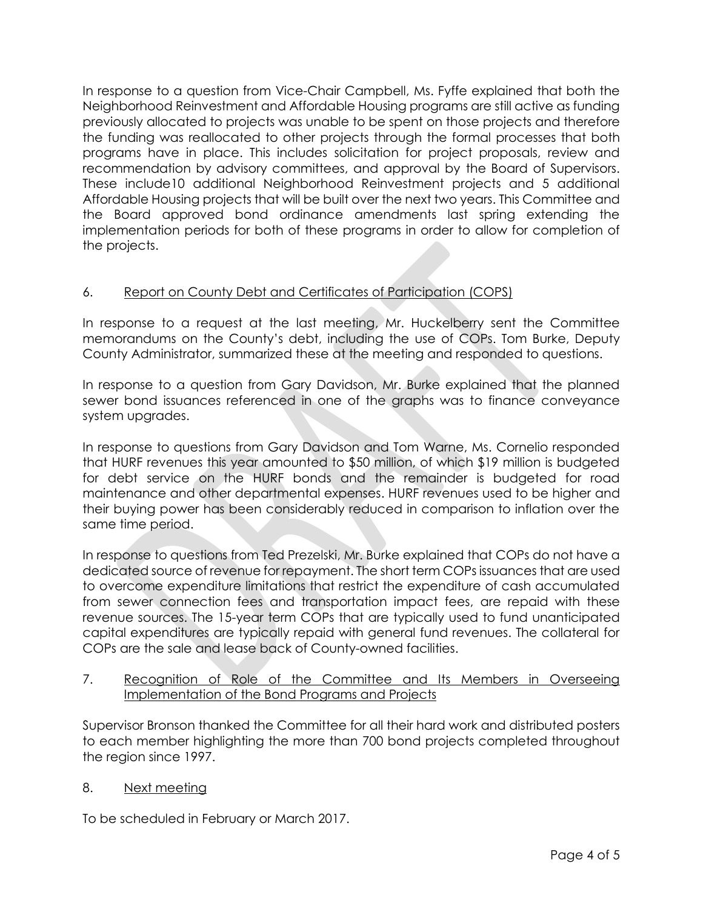In response to a question from Vice-Chair Campbell, Ms. Fyffe explained that both the Neighborhood Reinvestment and Affordable Housing programs are still active as funding previously allocated to projects was unable to be spent on those projects and therefore the funding was reallocated to other projects through the formal processes that both programs have in place. This includes solicitation for project proposals, review and recommendation by advisory committees, and approval by the Board of Supervisors. These include10 additional Neighborhood Reinvestment projects and 5 additional Affordable Housing projects that will be built over the next two years. This Committee and the Board approved bond ordinance amendments last spring extending the implementation periods for both of these programs in order to allow for completion of the projects.

6. <u>Report on County Debt and Certificates of Participation (COPS)</u>

In response to a request at the last meeting, Mr. Huckelberry sent the Committee memorandums on the County's debt, including the use of COPs. Tom Burke, Deputy County Administrator, summarized these at the meeting and responded to questions.

In response to a question from Gary Davidson, Mr. Burke explained that the planned sewer bond issuances referenced in one of the graphs was to finance conveyance system upgrades.

In response to questions from Gary Davidson and Tom Warne, Ms. Cornelio responded that HURF revenues this year amounted to $50 million, of which $19 million is budgeted for debt service on the HURF bonds and the remainder is budgeted for road maintenance and other departmental expenses. HURF revenues used to be higher and their buying power has been considerably reduced in comparison to inflation over the same time period.

In response to questions from Ted Prezelski, Mr. Burke explained that COPs do not have a dedicated source of revenue for repayment. The short term COPs issuances that are used to overcome expenditure limitations that restrict the expenditure of cash accumulated from sewer connection fees and transportation impact fees, are repaid with these revenue sources. The 15-year term COPs that are typically used to fund unanticipated capital expenditures are typically repaid with general fund revenues. The collateral for COPs are the sale and lease back of County-owned facilities.

7. <u>Recognition of Role of the Committee and Its Members in Overseeing Implementation of the Bond Programs and Projects</u>

Supervisor Bronson thanked the Committee for all their hard work and distributed posters to each member highlighting the more than 700 bond projects completed throughout the region since 1997.

8. <u>Next meeting</u>

To be scheduled in February or March 2017.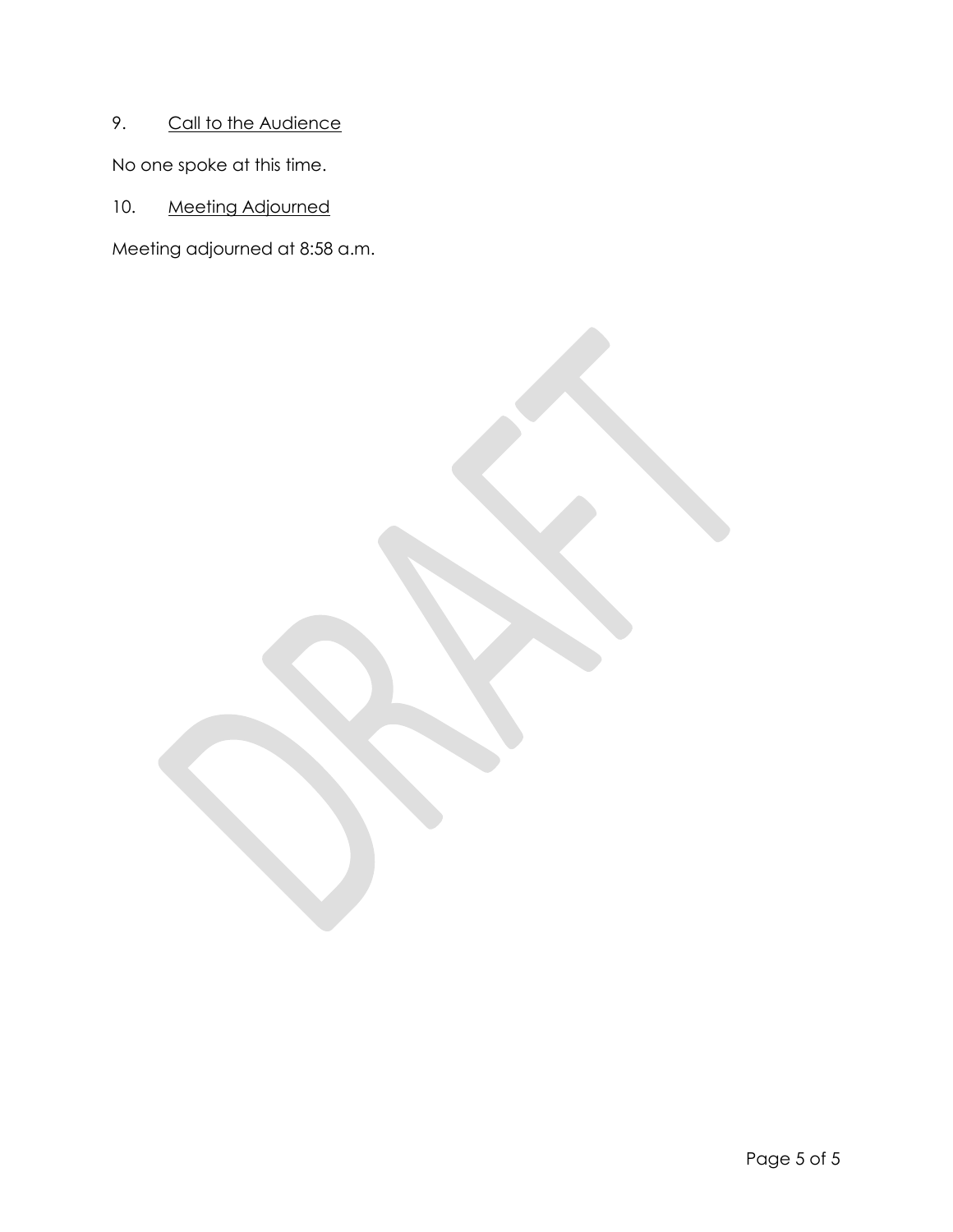9. Call to the Audience

No one spoke at this time.

10. Meeting Adjourned

Meeting adjourned at 8:58 a.m.